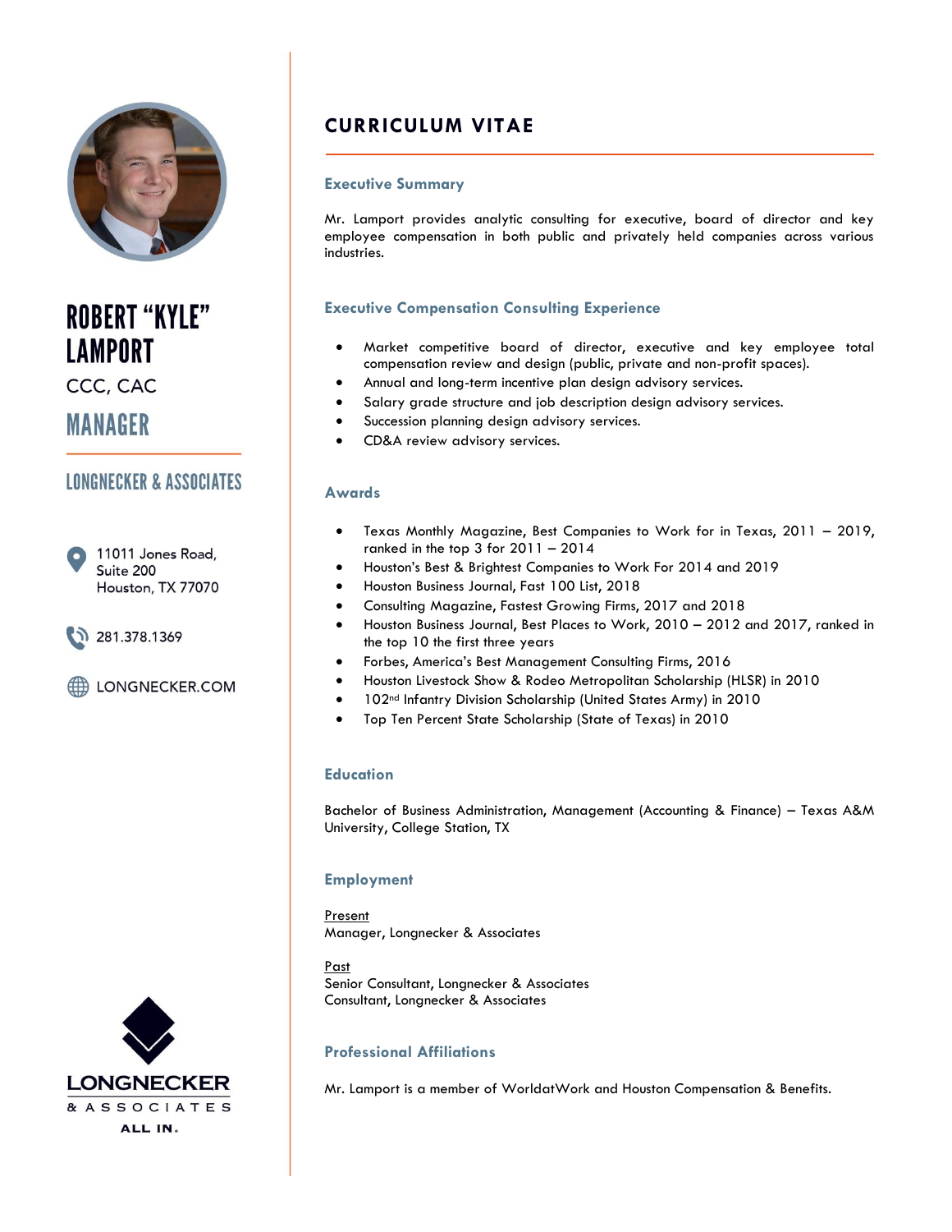# ROBERT "KYLE" LAMPORT

CCC, CAC

## MANAGER

### LONGNECKER & ASSOCIATES

11011 Jones Road,
Suite 200
Houston, TX 77070

281.378.1369

LONGNECKER.COM

LONGNECKER
& ASSOCIATES
ALL IN.

# CURRICULUM VITAE

## Executive Summary

Mr. Lamport provides analytic consulting for executive, board of director and key employee compensation in both public and privately held companies across various industries.

## Executive Compensation Consulting Experience

- Market competitive board of director, executive and key employee total compensation review and design (public, private and non-profit spaces).
- Annual and long-term incentive plan design advisory services.
- Salary grade structure and job description design advisory services.
- Succession planning design advisory services.
- CD&A review advisory services.

## Awards

- Texas Monthly Magazine, Best Companies to Work for in Texas, 2011 – 2019, ranked in the top 3 for 2011 – 2014
- Houston's Best & Brightest Companies to Work For 2014 and 2019
- Houston Business Journal, Fast 100 List, 2018
- Consulting Magazine, Fastest Growing Firms, 2017 and 2018
- Houston Business Journal, Best Places to Work, 2010 – 2012 and 2017, ranked in the top 10 the first three years
- Forbes, America's Best Management Consulting Firms, 2016
- Houston Livestock Show & Rodeo Metropolitan Scholarship (HLSR) in 2010
- 102nd Infantry Division Scholarship (United States Army) in 2010
- Top Ten Percent State Scholarship (State of Texas) in 2010

## Education

Bachelor of Business Administration, Management (Accounting & Finance) – Texas A&M University, College Station, TX

## Employment

Present
Manager, Longnecker & Associates

Past
Senior Consultant, Longnecker & Associates
Consultant, Longnecker & Associates

## Professional Affiliations

Mr. Lamport is a member of WorldatWork and Houston Compensation & Benefits.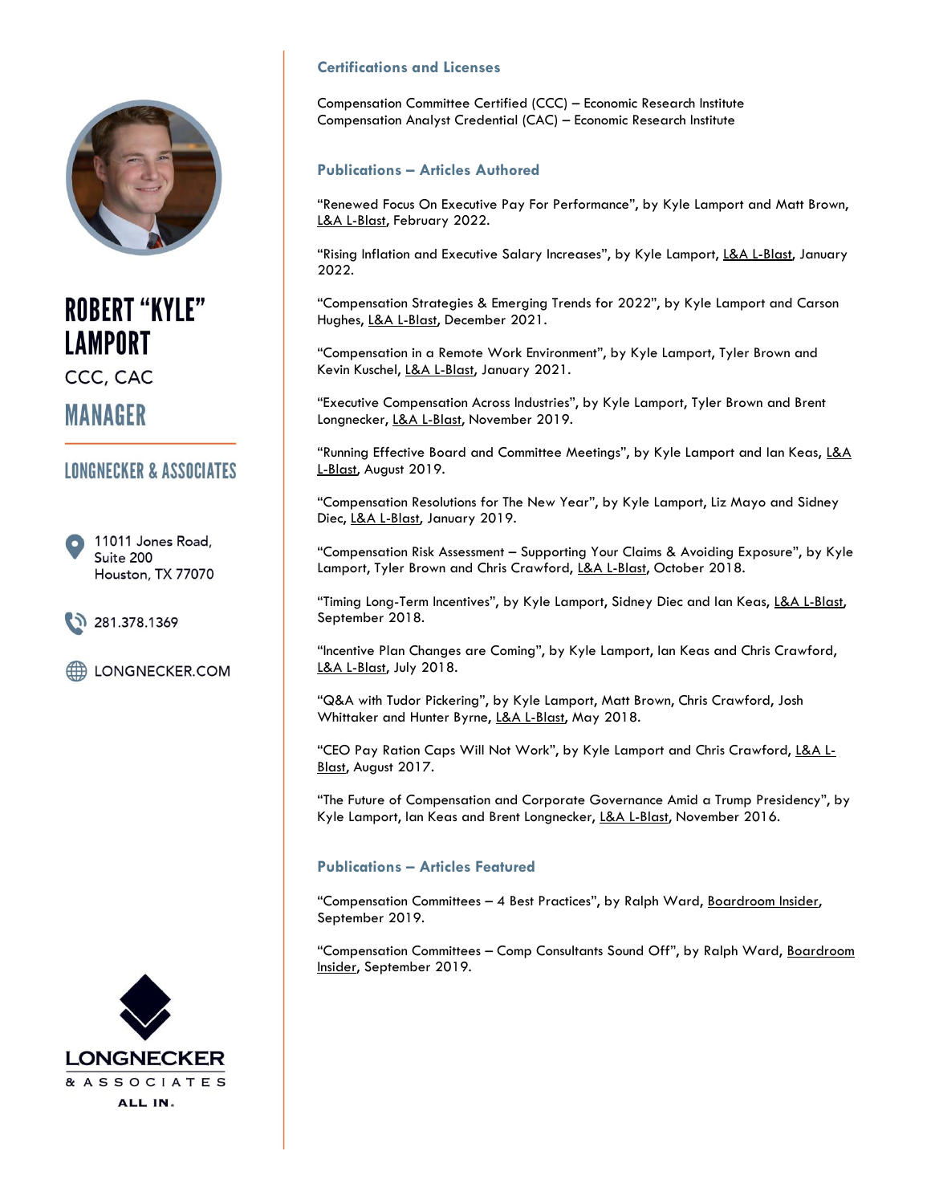# ROBERT "KYLE" LAMPORT

CCC, CAC

## MANAGER

### LONGNECKER & ASSOCIATES

11011 Jones Road,
Suite 200
Houston, TX 77070

281.378.1369

LONGNECKER.COM

## Certifications and Licenses

Compensation Committee Certified (CCC) – Economic Research Institute
Compensation Analyst Credential (CAC) – Economic Research Institute

## Publications – Articles Authored

"Renewed Focus On Executive Pay For Performance", by Kyle Lamport and Matt Brown, L&A L-Blast, February 2022.

"Rising Inflation and Executive Salary Increases", by Kyle Lamport, L&A L-Blast, January 2022.

"Compensation Strategies & Emerging Trends for 2022", by Kyle Lamport and Carson Hughes, L&A L-Blast, December 2021.

"Compensation in a Remote Work Environment", by Kyle Lamport, Tyler Brown and Kevin Kuschel, L&A L-Blast, January 2021.

"Executive Compensation Across Industries", by Kyle Lamport, Tyler Brown and Brent Longnecker, L&A L-Blast, November 2019.

"Running Effective Board and Committee Meetings", by Kyle Lamport and Ian Keas, L&A L-Blast, August 2019.

"Compensation Resolutions for The New Year", by Kyle Lamport, Liz Mayo and Sidney Diec, L&A L-Blast, January 2019.

"Compensation Risk Assessment – Supporting Your Claims & Avoiding Exposure", by Kyle Lamport, Tyler Brown and Chris Crawford, L&A L-Blast, October 2018.

"Timing Long-Term Incentives", by Kyle Lamport, Sidney Diec and Ian Keas, L&A L-Blast, September 2018.

"Incentive Plan Changes are Coming", by Kyle Lamport, Ian Keas and Chris Crawford, L&A L-Blast, July 2018.

"Q&A with Tudor Pickering", by Kyle Lamport, Matt Brown, Chris Crawford, Josh Whittaker and Hunter Byrne, L&A L-Blast, May 2018.

"CEO Pay Ration Caps Will Not Work", by Kyle Lamport and Chris Crawford, L&A L-Blast, August 2017.

"The Future of Compensation and Corporate Governance Amid a Trump Presidency", by Kyle Lamport, Ian Keas and Brent Longnecker, L&A L-Blast, November 2016.

## Publications – Articles Featured

"Compensation Committees – 4 Best Practices", by Ralph Ward, Boardroom Insider, September 2019.

"Compensation Committees – Comp Consultants Sound Off", by Ralph Ward, Boardroom Insider, September 2019.

LONGNECKER
& ASSOCIATES
ALL IN.